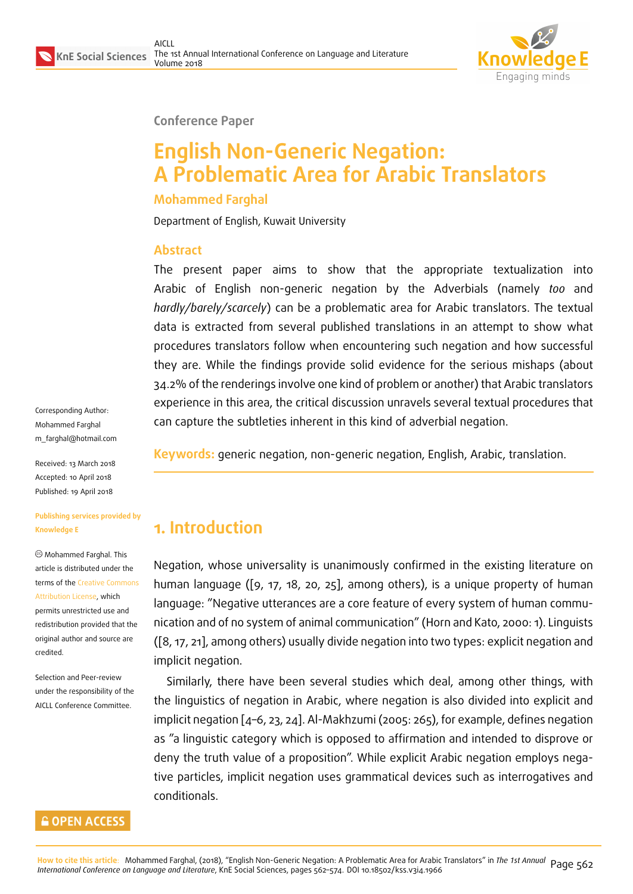Conference Paper

# English Non-Generic Negation: A Problematic Area for Arabic Translators

**Mohammed Farghal**

Department of English, Kuwait University

## Abstract

The present paper aims to show that the appropriate textualization into Arabic of English non-generic negation by the Adverbials (namely *too* and *hardly/barely/scarcely*) can be a problematic area for Arabic translators. The textual data is extracted from several published translations in an attempt to show what procedures translators follow when encountering such negation and how successful they are. While the findings provide solid evidence for the serious mishaps (about 34.2% of the renderings involve one kind of problem or another) that Arabic translators experience in this area, the critical discussion unravels several textual procedures that can capture the subtleties inherent in this kind of adverbial negation.

**Keywords:** generic negation, non-generic negation, English, Arabic, translation.

Corresponding Author:
Mohammed Farghal
m_farghal@hotmail.com

Received: 13 March 2018
Accepted: 10 April 2018
Published: 19 April 2018

**Publishing services provided by Knowledge E**

© Mohammed Farghal. This article is distributed under the terms of the Creative Commons Attribution License, which permits unrestricted use and redistribution provided that the original author and source are credited.

Selection and Peer-review under the responsibility of the AICLL Conference Committee.

## 1. Introduction

Negation, whose universality is unanimously confirmed in the existing literature on human language ([9, 17, 18, 20, 25], among others), is a unique property of human language: "Negative utterances are a core feature of every system of human communication and of no system of animal communication" (Horn and Kato, 2000: 1). Linguists ([8, 17, 21], among others) usually divide negation into two types: explicit negation and implicit negation.

Similarly, there have been several studies which deal, among other things, with the linguistics of negation in Arabic, where negation is also divided into explicit and implicit negation [4–6, 23, 24]. Al-Makhzumi (2005: 265), for example, defines negation as "a linguistic category which is opposed to affirmation and intended to disprove or deny the truth value of a proposition". While explicit Arabic negation employs negative particles, implicit negation uses grammatical devices such as interrogatives and conditionals.

**How to cite this article:** Mohammed Farghal, (2018), "English Non-Generic Negation: A Problematic Area for Arabic Translators" in *The 1st Annual International Conference on Language and Literature*, KnE Social Sciences, pages 562–574. DOI 10.18502/kss.v3i4.1966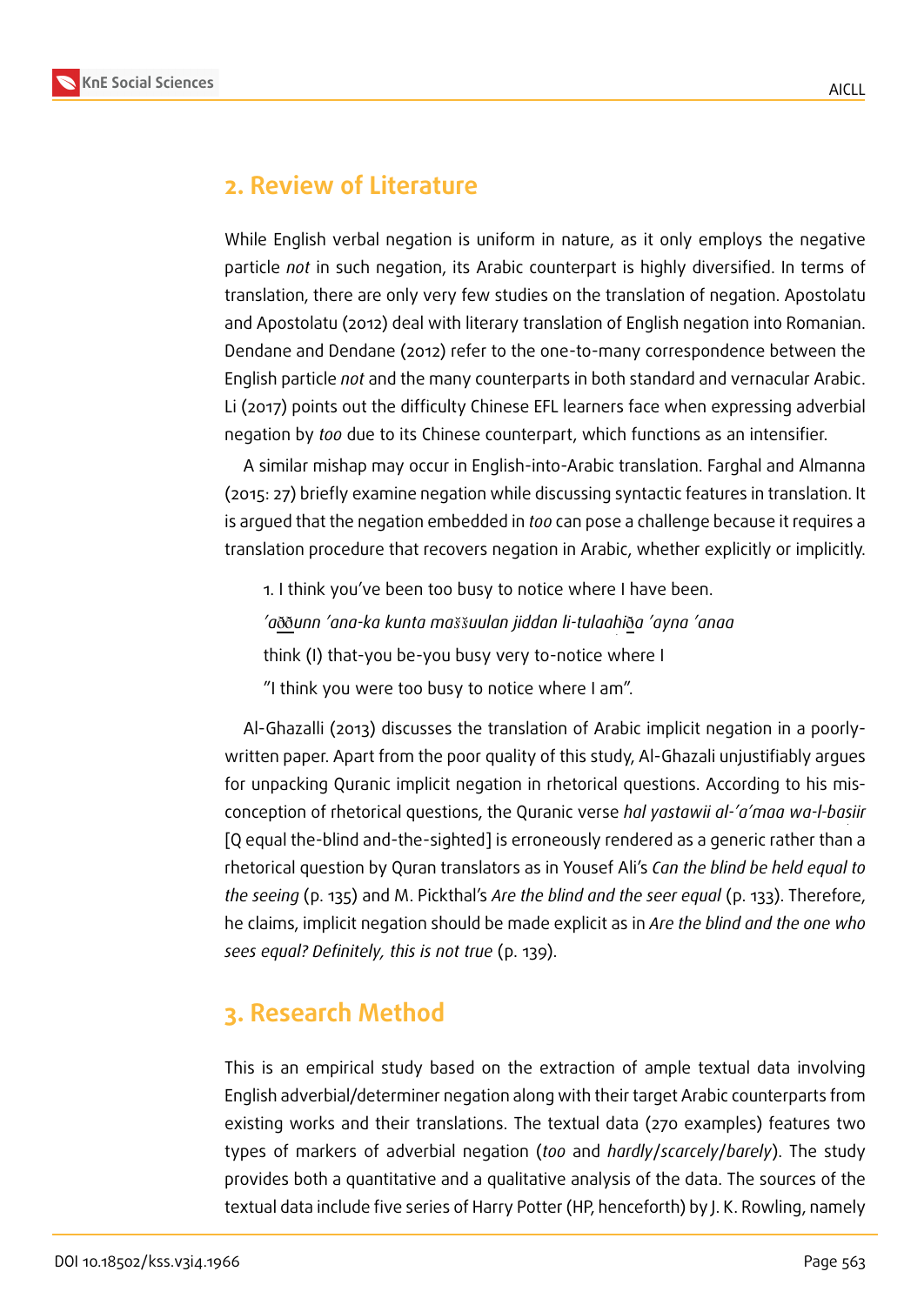## 2. Review of Literature

While English verbal negation is uniform in nature, as it only employs the negative particle *not* in such negation, its Arabic counterpart is highly diversified. In terms of translation, there are only very few studies on the translation of negation. Apostolatu and Apostolatu (2012) deal with literary translation of English negation into Romanian. Dendane and Dendane (2012) refer to the one-to-many correspondence between the English particle *not* and the many counterparts in both standard and vernacular Arabic. Li (2017) points out the difficulty Chinese EFL learners face when expressing adverbial negation by *too* due to its Chinese counterpart, which functions as an intensifier.

A similar mishap may occur in English-into-Arabic translation. Farghal and Almanna (2015: 27) briefly examine negation while discussing syntactic features in translation. It is argued that the negation embedded in *too* can pose a challenge because it requires a translation procedure that recovers negation in Arabic, whether explicitly or implicitly.

1. I think you've been too busy to notice where I have been.

*'a*ð̲ð̲*unn 'ana-ka kunta maš̌š̌uulan jiddan li-tulaaḥi*ð̲*a 'ayna 'anaa*

think (I) that-you be-you busy very to-notice where I

"I think you were too busy to notice where I am".

Al-Ghazalli (2013) discusses the translation of Arabic implicit negation in a poorly-written paper. Apart from the poor quality of this study, Al-Ghazali unjustifiably argues for unpacking Quranic implicit negation in rhetorical questions. According to his misconception of rhetorical questions, the Quranic verse *hal yastawii al-'a'maa wa-l-baṣiir* [Q equal the-blind and-the-sighted] is erroneously rendered as a generic rather than a rhetorical question by Quran translators as in Yousef Ali's *Can the blind be held equal to the seeing* (p. 135) and M. Pickthal's *Are the blind and the seer equal* (p. 133). Therefore, he claims, implicit negation should be made explicit as in *Are the blind and the one who sees equal? Definitely, this is not true* (p. 139).

## 3. Research Method

This is an empirical study based on the extraction of ample textual data involving English adverbial/determiner negation along with their target Arabic counterparts from existing works and their translations. The textual data (270 examples) features two types of markers of adverbial negation (*too* and *hardly*/*scarcely*/*barely*). The study provides both a quantitative and a qualitative analysis of the data. The sources of the textual data include five series of Harry Potter (HP, henceforth) by J. K. Rowling, namely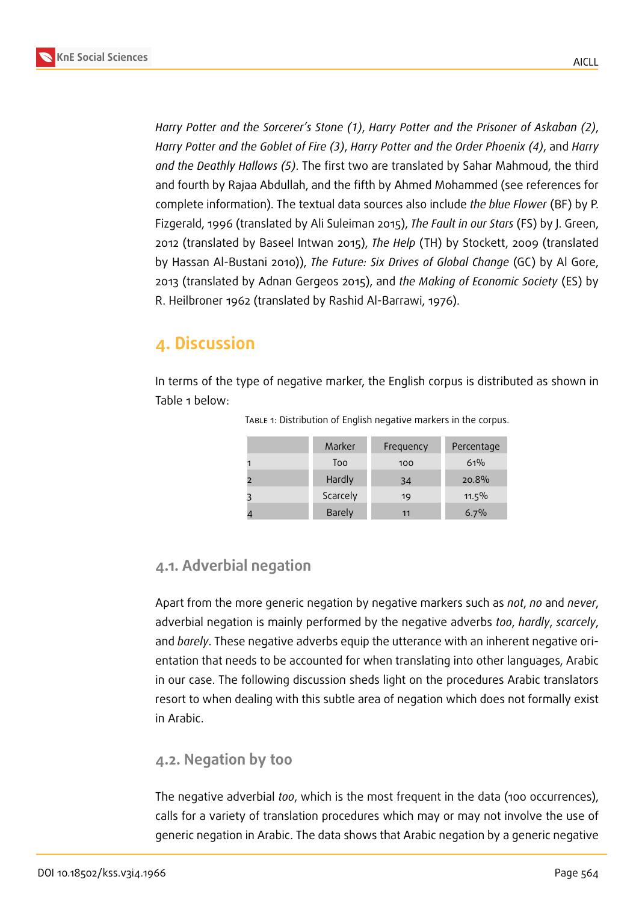*Harry Potter and the Sorcerer's Stone (1)*, *Harry Potter and the Prisoner of Askaban (2)*, *Harry Potter and the Goblet of Fire (3)*, *Harry Potter and the Order Phoenix (4)*, and *Harry and the Deathly Hallows (5)*. The first two are translated by Sahar Mahmoud, the third and fourth by Rajaa Abdullah, and the fifth by Ahmed Mohammed (see references for complete information). The textual data sources also include *the blue Flower* (BF) by P. Fizgerald, 1996 (translated by Ali Suleiman 2015), *The Fault in our Stars* (FS) by J. Green, 2012 (translated by Baseel Intwan 2015), *The Help* (TH) by Stockett, 2009 (translated by Hassan Al-Bustani 2010)), *The Future: Six Drives of Global Change* (GC) by Al Gore, 2013 (translated by Adnan Gergeos 2015), and *the Making of Economic Society* (ES) by R. Heilbroner 1962 (translated by Rashid Al-Barrawi, 1976).

## 4. Discussion

In terms of the type of negative marker, the English corpus is distributed as shown in Table 1 below:

Table 1: Distribution of English negative markers in the corpus.

| | Marker | Frequency | Percentage |
|---|---|---|---|
| 1 | Too | 100 | 61% |
| 2 | Hardly | 34 | 20.8% |
| 3 | Scarcely | 19 | 11.5% |
| 4 | Barely | 11 | 6.7% |

### 4.1. Adverbial negation

Apart from the more generic negation by negative markers such as *not*, *no* and *never*, adverbial negation is mainly performed by the negative adverbs *too*, *hardly*, *scarcely*, and *barely*. These negative adverbs equip the utterance with an inherent negative orientation that needs to be accounted for when translating into other languages, Arabic in our case. The following discussion sheds light on the procedures Arabic translators resort to when dealing with this subtle area of negation which does not formally exist in Arabic.

### 4.2. Negation by too

The negative adverbial *too*, which is the most frequent in the data (100 occurrences), calls for a variety of translation procedures which may or may not involve the use of generic negation in Arabic. The data shows that Arabic negation by a generic negative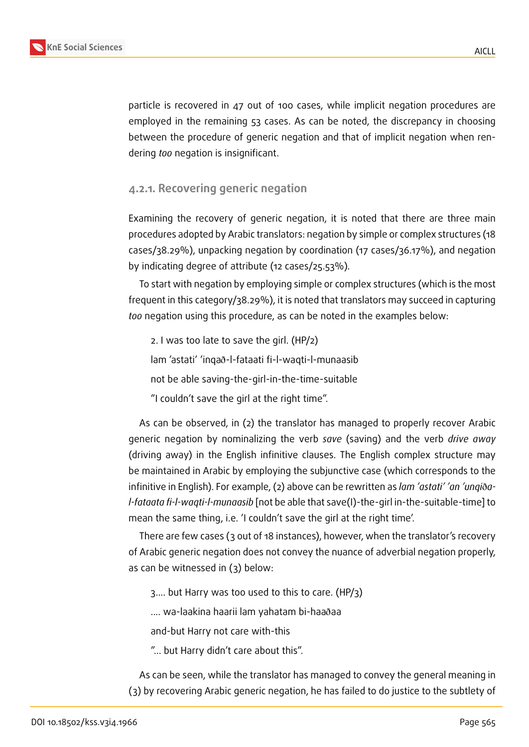particle is recovered in 47 out of 100 cases, while implicit negation procedures are employed in the remaining 53 cases. As can be noted, the discrepancy in choosing between the procedure of generic negation and that of implicit negation when rendering *too* negation is insignificant.

### 4.2.1. Recovering generic negation

Examining the recovery of generic negation, it is noted that there are three main procedures adopted by Arabic translators: negation by simple or complex structures (18 cases/38.29%), unpacking negation by coordination (17 cases/36.17%), and negation by indicating degree of attribute (12 cases/25.53%).

To start with negation by employing simple or complex structures (which is the most frequent in this category/38.29%), it is noted that translators may succeed in capturing *too* negation using this procedure, as can be noted in the examples below:

2. I was too late to save the girl. (HP/2)

lam 'astati' 'inqað-l-fataati fi-l-waqti-l-munaasib

not be able saving-the-girl-in-the-time-suitable

"I couldn't save the girl at the right time".

As can be observed, in (2) the translator has managed to properly recover Arabic generic negation by nominalizing the verb *save* (saving) and the verb *drive away* (driving away) in the English infinitive clauses. The English complex structure may be maintained in Arabic by employing the subjunctive case (which corresponds to the infinitive in English). For example, (2) above can be rewritten as *lam 'astati' 'an 'unqiða-l-fataata fi-l-waqti-l-munaasib* [not be able that save(I)-the-girl in-the-suitable-time] to mean the same thing, i.e. 'I couldn't save the girl at the right time'.

There are few cases (3 out of 18 instances), however, when the translator's recovery of Arabic generic negation does not convey the nuance of adverbial negation properly, as can be witnessed in (3) below:

3.... but Harry was too used to this to care. (HP/3)

.... wa-laakina haarii lam yahatam bi-haaðaa

and-but Harry not care with-this

"... but Harry didn't care about this".

As can be seen, while the translator has managed to convey the general meaning in (3) by recovering Arabic generic negation, he has failed to do justice to the subtlety of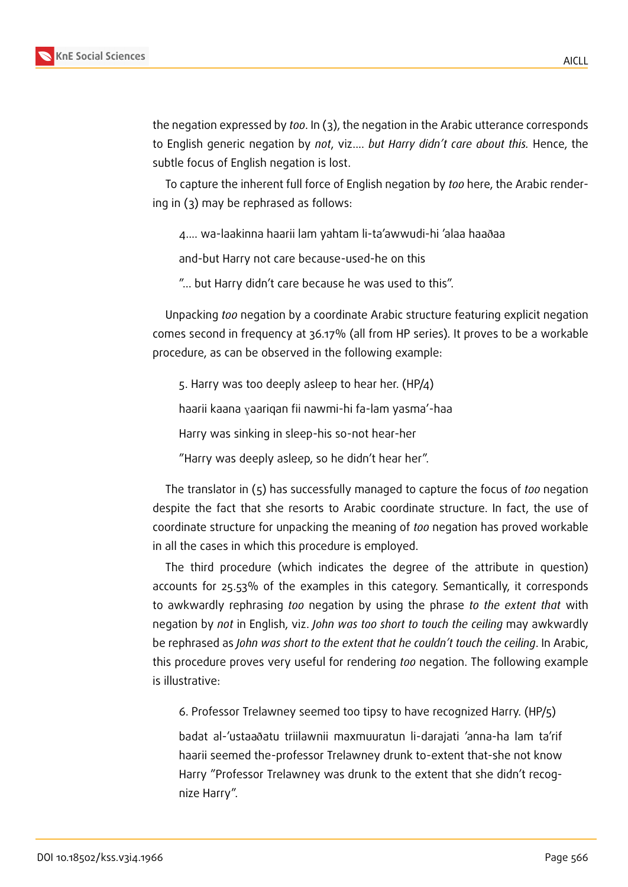the negation expressed by *too*. In (3), the negation in the Arabic utterance corresponds to English generic negation by *not*, viz.... *but Harry didn't care about this.* Hence, the subtle focus of English negation is lost.

To capture the inherent full force of English negation by *too* here, the Arabic rendering in (3) may be rephrased as follows:

> 4.... wa-laakinna haarii lam yahtam li-ta'awwudi-hi 'alaa haaðaa
>
> and-but Harry not care because-used-he on this
>
> "... but Harry didn't care because he was used to this".

Unpacking *too* negation by a coordinate Arabic structure featuring explicit negation comes second in frequency at 36.17% (all from HP series). It proves to be a workable procedure, as can be observed in the following example:

> 5. Harry was too deeply asleep to hear her. (HP/4)
>
> haarii kaana ɣaariqan fii nawmi-hi fa-lam yasma'-haa
>
> Harry was sinking in sleep-his so-not hear-her
>
> "Harry was deeply asleep, so he didn't hear her".

The translator in (5) has successfully managed to capture the focus of *too* negation despite the fact that she resorts to Arabic coordinate structure. In fact, the use of coordinate structure for unpacking the meaning of *too* negation has proved workable in all the cases in which this procedure is employed.

The third procedure (which indicates the degree of the attribute in question) accounts for 25.53% of the examples in this category. Semantically, it corresponds to awkwardly rephrasing *too* negation by using the phrase *to the extent that* with negation by *not* in English, viz. *John was too short to touch the ceiling* may awkwardly be rephrased as *John was short to the extent that he couldn't touch the ceiling*. In Arabic, this procedure proves very useful for rendering *too* negation. The following example is illustrative:

> 6. Professor Trelawney seemed too tipsy to have recognized Harry. (HP/5)
>
> badat al-'ustaaðatu triilawnii maxmuuratun li-darajati 'anna-ha lam ta'rif haarii seemed the-professor Trelawney drunk to-extent that-she not know Harry "Professor Trelawney was drunk to the extent that she didn't recognize Harry".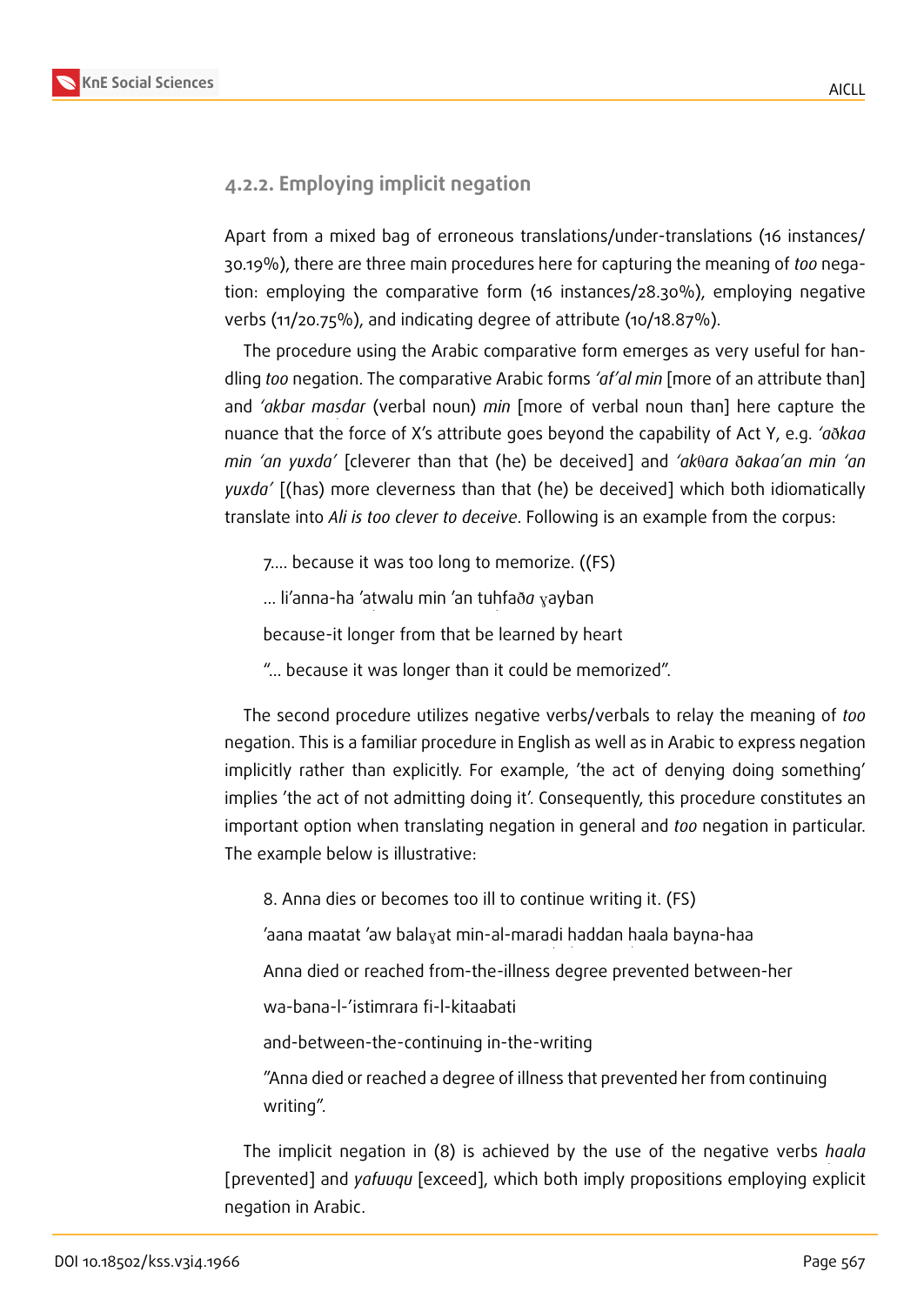### 4.2.2. Employing implicit negation

Apart from a mixed bag of erroneous translations/under-translations (16 instances/ 30.19%), there are three main procedures here for capturing the meaning of *too* negation: employing the comparative form (16 instances/28.30%), employing negative verbs (11/20.75%), and indicating degree of attribute (10/18.87%).

The procedure using the Arabic comparative form emerges as very useful for handling *too* negation. The comparative Arabic forms *'af'al min* [more of an attribute than] and *'akbar maṣdar* (verbal noun) *min* [more of verbal noun than] here capture the nuance that the force of X's attribute goes beyond the capability of Act Y, e.g. *'aðkaa min 'an yuxda'* [cleverer than that (he) be deceived] and *'akθara ðakaa'an min 'an yuxda'* [(has) more cleverness than that (he) be deceived] which both idiomatically translate into *Ali is too clever to deceive*. Following is an example from the corpus:

> 7.... because it was too long to memorize. ((FS)
>
> ... li'anna-ha 'aṭwalu min 'an tuḥfaðа ɣayban
>
> because-it longer from that be learned by heart
>
> "... because it was longer than it could be memorized".

The second procedure utilizes negative verbs/verbals to relay the meaning of *too* negation. This is a familiar procedure in English as well as in Arabic to express negation implicitly rather than explicitly. For example, 'the act of denying doing something' implies 'the act of not admitting doing it'. Consequently, this procedure constitutes an important option when translating negation in general and *too* negation in particular. The example below is illustrative:

> 8. Anna dies or becomes too ill to continue writing it. (FS)
>
> 'aana maatat 'aw balaɣat min-al-maraḍi ḥaddan ḥaala bayna-haa
>
> Anna died or reached from-the-illness degree prevented between-her
>
> wa-bana-l-'istimrara fi-l-kitaabati
>
> and-between-the-continuing in-the-writing
>
> "Anna died or reached a degree of illness that prevented her from continuing writing".

The implicit negation in (8) is achieved by the use of the negative verbs *ḥaala* [prevented] and *yafuuqu* [exceed], which both imply propositions employing explicit negation in Arabic.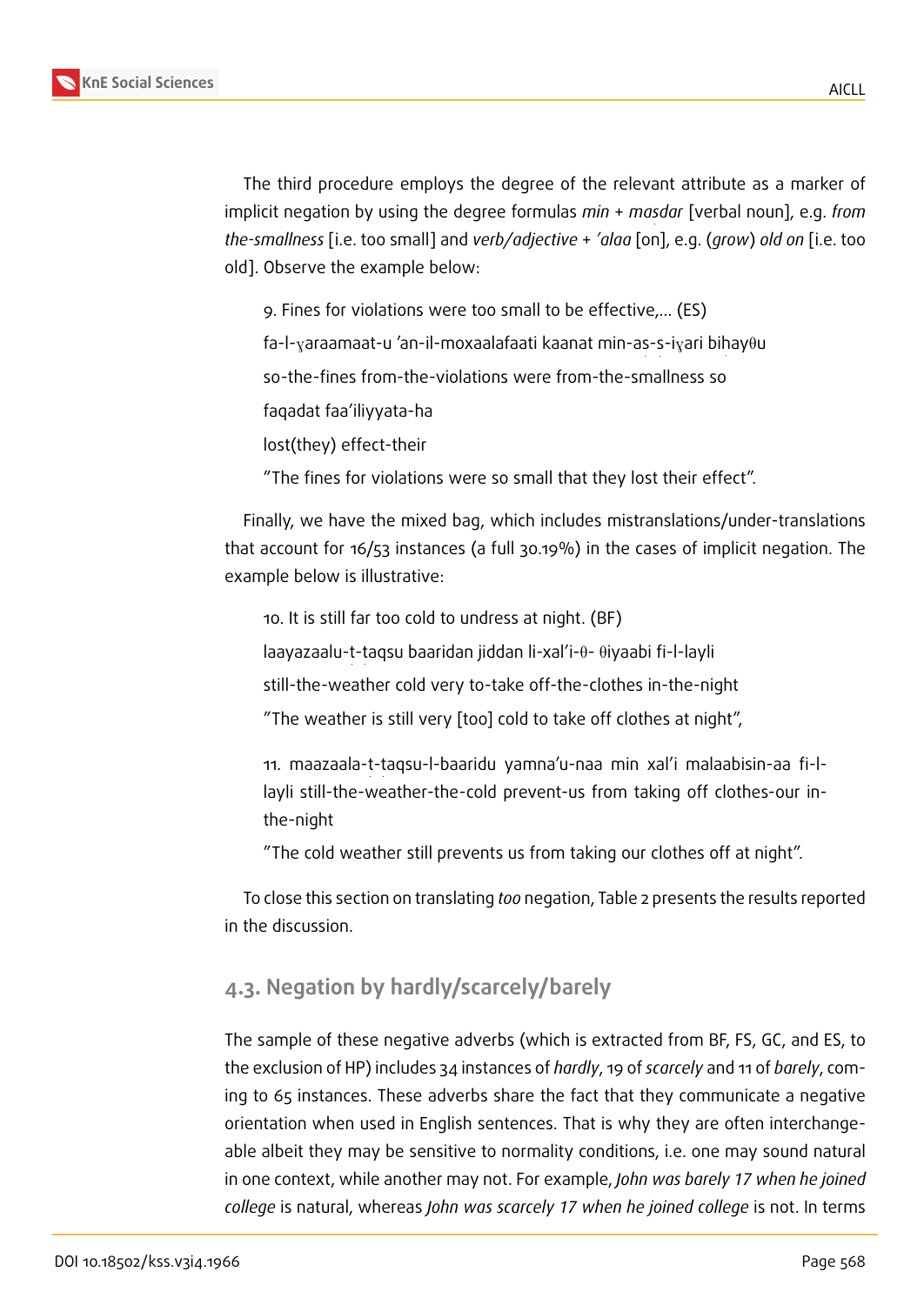The third procedure employs the degree of the relevant attribute as a marker of implicit negation by using the degree formulas *min* + *maṣdar* [verbal noun], e.g. *from the-smallness* [i.e. too small] and *verb/adjective* + *'alaa* [on], e.g. (*grow*) *old on* [i.e. too old]. Observe the example below:

9. Fines for violations were too small to be effective,... (ES)

fa-l-ɣaraamaat-u 'an-il-moxaalafaati kaanat min-aṣ-ṣ-iɣari bihayθu

so-the-fines from-the-violations were from-the-smallness so

faqadat faa'iliyyata-ha

lost(they) effect-their

"The fines for violations were so small that they lost their effect".

Finally, we have the mixed bag, which includes mistranslations/under-translations that account for 16/53 instances (a full 30.19%) in the cases of implicit negation. The example below is illustrative:

10. It is still far too cold to undress at night. (BF)

laayazaalu-ṭ-ṭaqsu baaridan jiddan li-xal'i-θ- θiyaabi fi-l-layli

still-the-weather cold very to-take off-the-clothes in-the-night

"The weather is still very [too] cold to take off clothes at night",

11. maazaala-ṭ-ṭaqsu-l-baaridu yamna'u-naa min xal'i malaabisin-aa fi-l-layli still-the-weather-the-cold prevent-us from taking off clothes-our in-the-night

"The cold weather still prevents us from taking our clothes off at night".

To close this section on translating *too* negation, Table 2 presents the results reported in the discussion.

## 4.3. Negation by hardly/scarcely/barely

The sample of these negative adverbs (which is extracted from BF, FS, GC, and ES, to the exclusion of HP) includes 34 instances of *hardly*, 19 of *scarcely* and 11 of *barely*, coming to 65 instances. These adverbs share the fact that they communicate a negative orientation when used in English sentences. That is why they are often interchangeable albeit they may be sensitive to normality conditions, i.e. one may sound natural in one context, while another may not. For example, *John was barely 17 when he joined college* is natural, whereas *John was scarcely 17 when he joined college* is not. In terms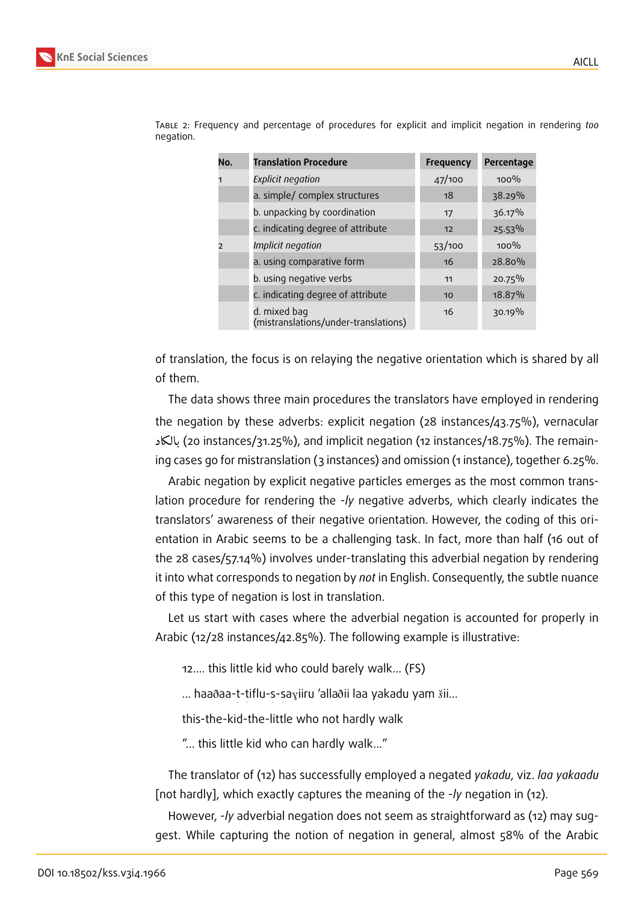Table 2: Frequency and percentage of procedures for explicit and implicit negation in rendering *too* negation.

| No. | Translation Procedure | Frequency | Percentage |
|---|---|---|---|
| 1 | *Explicit negation* | 47/100 | 100% |
| | a. simple/ complex structures | 18 | 38.29% |
| | b. unpacking by coordination | 17 | 36.17% |
| | c. indicating degree of attribute | 12 | 25.53% |
| 2 | *Implicit negation* | 53/100 | 100% |
| | a. using comparative form | 16 | 28.80% |
| | b. using negative verbs | 11 | 20.75% |
| | c. indicating degree of attribute | 10 | 18.87% |
| | d. mixed bag (mistranslations/under-translations) | 16 | 30.19% |

of translation, the focus is on relaying the negative orientation which is shared by all of them.

The data shows three main procedures the translators have employed in rendering the negation by these adverbs: explicit negation (28 instances/43.75%), vernacular بالكاد (20 instances/31.25%), and implicit negation (12 instances/18.75%). The remaining cases go for mistranslation (3 instances) and omission (1 instance), together 6.25%.

Arabic negation by explicit negative particles emerges as the most common translation procedure for rendering the *-ly* negative adverbs, which clearly indicates the translators' awareness of their negative orientation. However, the coding of this orientation in Arabic seems to be a challenging task. In fact, more than half (16 out of the 28 cases/57.14%) involves under-translating this adverbial negation by rendering it into what corresponds to negation by *not* in English. Consequently, the subtle nuance of this type of negation is lost in translation.

Let us start with cases where the adverbial negation is accounted for properly in Arabic (12/28 instances/42.85%). The following example is illustrative:

> 12.... this little kid who could barely walk... (FS)
>
> ... haaðaa-t-tiflu-s-saɣiiru 'allaðii laa yakadu yam šii...
>
> this-the-kid-the-little who not hardly walk
>
> "... this little kid who can hardly walk..."

The translator of (12) has successfully employed a negated *yakadu*, viz. *laa yakaadu* [not hardly], which exactly captures the meaning of the *-ly* negation in (12).

However, *-ly* adverbial negation does not seem as straightforward as (12) may suggest. While capturing the notion of negation in general, almost 58% of the Arabic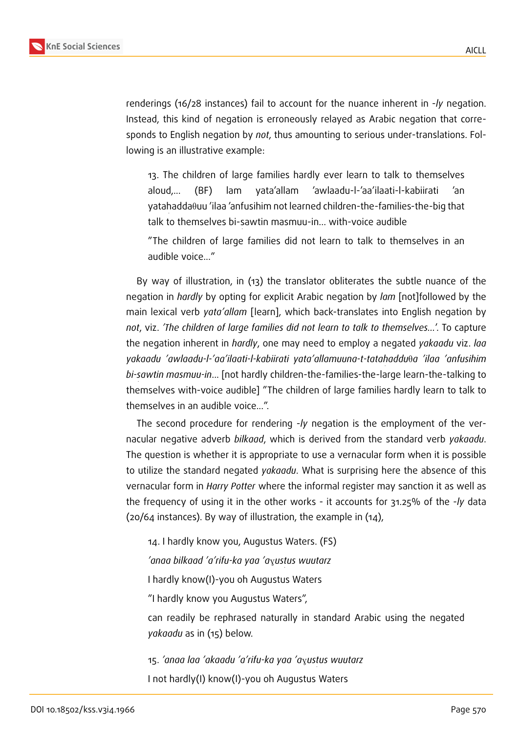renderings (16/28 instances) fail to account for the nuance inherent in *-ly* negation. Instead, this kind of negation is erroneously relayed as Arabic negation that corresponds to English negation by *not*, thus amounting to serious under-translations. Following is an illustrative example:

> 13. The children of large families hardly ever learn to talk to themselves aloud,... (BF) lam yata'allam 'awlaadu-l-'aa'ilaati-l-kabiirati 'an yataḥaddaθuu 'ilaa 'anfusihim not learned children-the-families-the-big that talk to themselves bi-ṣawtin masmuu-in... with-voice audible
>
> "The children of large families did not learn to talk to themselves in an audible voice..."

By way of illustration, in (13) the translator obliterates the subtle nuance of the negation in *hardly* by opting for explicit Arabic negation by *lam* [not]followed by the main lexical verb *yata'allam* [learn], which back-translates into English negation by *not*, viz. *'The children of large families did not learn to talk to themselves...'*. To capture the negation inherent in *hardly*, one may need to employ a negated *yakaadu* viz. *laa yakaadu 'awlaadu-l-'aa'ilaati-l-kabiirati yata'allamuuna-t-tataḥadduθa 'ilaa 'anfusihim bi-ṣawtin masmuu-in*... [not hardly children-the-families-the-large learn-the-talking to themselves with-voice audible] "The children of large families hardly learn to talk to themselves in an audible voice...".

The second procedure for rendering *-ly* negation is the employment of the vernacular negative adverb *bilkaad*, which is derived from the standard verb *yakaadu*. The question is whether it is appropriate to use a vernacular form when it is possible to utilize the standard negated *yakaadu*. What is surprising here the absence of this vernacular form in *Harry Potter* where the informal register may sanction it as well as the frequency of using it in the other works - it accounts for 31.25% of the *-ly* data (20/64 instances). By way of illustration, the example in (14),

> 14. I hardly know you, Augustus Waters. (FS)
>
> *'anaa bilkaad 'a'rifu-ka yaa 'aɣusṭus wuutarz*
>
> I hardly know(I)-you oh Augustus Waters
>
> "I hardly know you Augustus Waters",
>
> can readily be rephrased naturally in standard Arabic using the negated *yakaadu* as in (15) below.
>
> 15. *'anaa laa 'akaadu 'a'rifu-ka yaa 'aɣusṭus wuutarz*
>
> I not hardly(I) know(I)-you oh Augustus Waters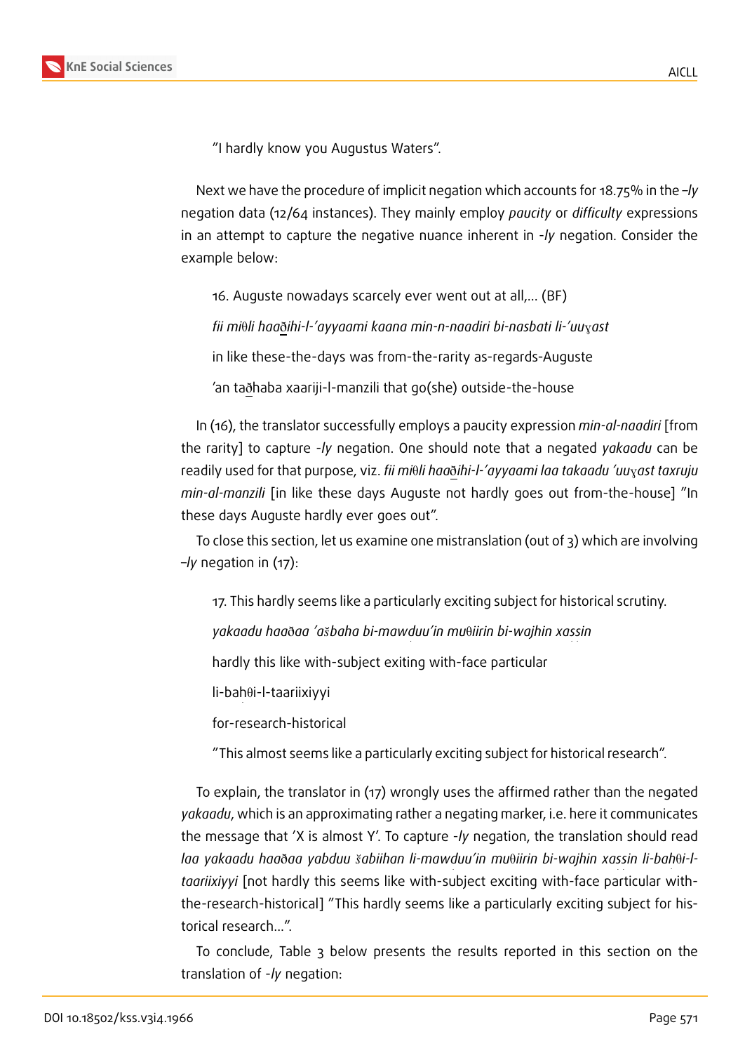"I hardly know you Augustus Waters".

Next we have the procedure of implicit negation which accounts for 18.75% in the *–ly* negation data (12/64 instances). They mainly employ *paucity* or *difficulty* expressions in an attempt to capture the negative nuance inherent in *-ly* negation. Consider the example below:

16. Auguste nowadays scarcely ever went out at all,… (BF)

*fii miθli haaðihi-l-'ayyaami kaana min-n-naadiri bi-nasbati li-'uuɣast*

in like these-the-days was from-the-rarity as-regards-Auguste

'an taðhaba xaariji-l-manzili that go(she) outside-the-house

In (16), the translator successfully employs a paucity expression *min-al-naadiri* [from the rarity] to capture *-ly* negation. One should note that a negated *yakaadu* can be readily used for that purpose, viz. *fii miθli haaðihi-l-'ayyaami laa takaadu 'uuɣast taxruju min-al-manzili* [in like these days Auguste not hardly goes out from-the-house] "In these days Auguste hardly ever goes out".

To close this section, let us examine one mistranslation (out of 3) which are involving *–ly* negation in (17):

17. This hardly seems like a particularly exciting subject for historical scrutiny.

*yakaadu haaðaa 'ašbaha bi-mawḍuu'in muθiirin bi-wajhin xaṣṣin*

hardly this like with-subject exiting with-face particular

li-baḥθi-l-taariixiyyi

for-research-historical

"This almost seems like a particularly exciting subject for historical research".

To explain, the translator in (17) wrongly uses the affirmed rather than the negated *yakaadu*, which is an approximating rather a negating marker, i.e. here it communicates the message that 'X is almost Y'. To capture *-ly* negation, the translation should read *laa yakaadu haaðaa yabduu šabiihan li-mawḍuu'in muθiirin bi-wajhin xaṣṣin li-baḥθi-l-taariixiyyi* [not hardly this seems like with-subject exciting with-face particular with-the-research-historical] "This hardly seems like a particularly exciting subject for historical research…".

To conclude, Table 3 below presents the results reported in this section on the translation of *-ly* negation: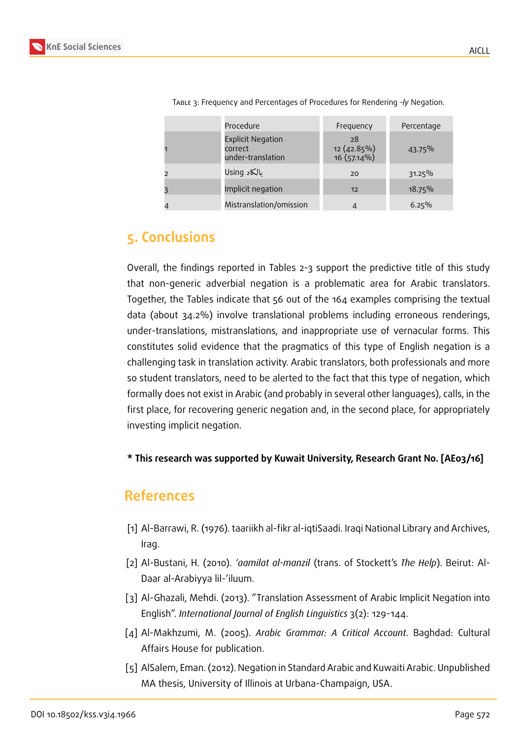Table 3: Frequency and Percentages of Procedures for Rendering *-ly* Negation.

| | Procedure | Frequency | Percentage |
|---|---|---|---|
| 1 | Explicit Negation<br>correct<br>under-translation | 28<br>12 (42.85%)<br>16 (57.14%) | 43.75% |
| 2 | Using بالكاد | 20 | 31.25% |
| 3 | Implicit negation | 12 | 18.75% |
| 4 | Mistranslation/omission | 4 | 6.25% |

## 5. Conclusions

Overall, the findings reported in Tables 2-3 support the predictive title of this study that non-generic adverbial negation is a problematic area for Arabic translators. Together, the Tables indicate that 56 out of the 164 examples comprising the textual data (about 34.2%) involve translational problems including erroneous renderings, under-translations, mistranslations, and inappropriate use of vernacular forms. This constitutes solid evidence that the pragmatics of this type of English negation is a challenging task in translation activity. Arabic translators, both professionals and more so student translators, need to be alerted to the fact that this type of negation, which formally does not exist in Arabic (and probably in several other languages), calls, in the first place, for recovering generic negation and, in the second place, for appropriately investing implicit negation.

**\* This research was supported by Kuwait University, Research Grant No. [AE03/16]**

## References

[1] Al-Barrawi, R. (1976). taariikh al-fikr al-iqtiSaadi. Iraqi National Library and Archives, Irag.

[2] Al-Bustani, H. (2010). *'aamilat al-manzil* (trans. of Stockett's *The Help*). Beirut: Al-Daar al-Arabiyya lil-'iluum.

[3] Al-Ghazali, Mehdi. (2013). "Translation Assessment of Arabic Implicit Negation into English". *International Journal of English Linguistics* 3(2): 129-144.

[4] Al-Makhzumi, M. (2005). *Arabic Grammar: A Critical Account*. Baghdad: Cultural Affairs House for publication.

[5] AlSalem, Eman. (2012). Negation in Standard Arabic and Kuwaiti Arabic. Unpublished MA thesis, University of Illinois at Urbana-Champaign, USA.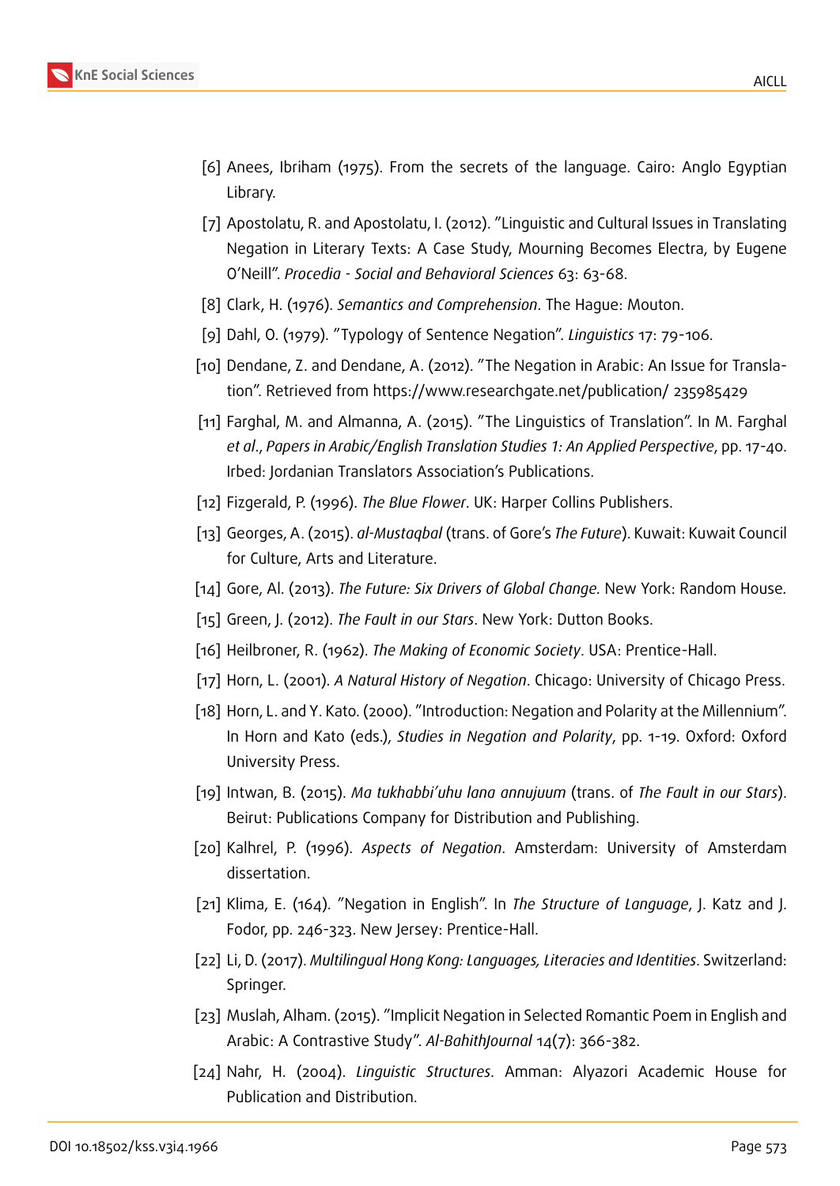[6] Anees, Ibriham (1975). From the secrets of the language. Cairo: Anglo Egyptian Library.

[7] Apostolatu, R. and Apostolatu, I. (2012). "Linguistic and Cultural Issues in Translating Negation in Literary Texts: A Case Study, Mourning Becomes Electra, by Eugene O'Neill". *Procedia - Social and Behavioral Sciences* 63: 63-68.

[8] Clark, H. (1976). *Semantics and Comprehension*. The Hague: Mouton.

[9] Dahl, O. (1979). "Typology of Sentence Negation". *Linguistics* 17: 79-106.

[10] Dendane, Z. and Dendane, A. (2012). "The Negation in Arabic: An Issue for Translation". Retrieved from https://www.researchgate.net/publication/ 235985429

[11] Farghal, M. and Almanna, A. (2015). "The Linguistics of Translation". In M. Farghal *et al.*, *Papers in Arabic/English Translation Studies 1: An Applied Perspective*, pp. 17-40. Irbed: Jordanian Translators Association's Publications.

[12] Fizgerald, P. (1996). *The Blue Flower*. UK: Harper Collins Publishers.

[13] Georges, A. (2015). *al-Mustaqbal* (trans. of Gore's *The Future*). Kuwait: Kuwait Council for Culture, Arts and Literature.

[14] Gore, Al. (2013). *The Future: Six Drivers of Global Change.* New York: Random House.

[15] Green, J. (2012). *The Fault in our Stars*. New York: Dutton Books.

[16] Heilbroner, R. (1962). *The Making of Economic Society*. USA: Prentice-Hall.

[17] Horn, L. (2001). *A Natural History of Negation*. Chicago: University of Chicago Press.

[18] Horn, L. and Y. Kato. (2000). "Introduction: Negation and Polarity at the Millennium". In Horn and Kato (eds.), *Studies in Negation and Polarity*, pp. 1-19. Oxford: Oxford University Press.

[19] Intwan, B. (2015). *Ma tukhabbi'uhu lana annujuum* (trans. of *The Fault in our Stars*). Beirut: Publications Company for Distribution and Publishing.

[20] Kalhrel, P. (1996). *Aspects of Negation*. Amsterdam: University of Amsterdam dissertation.

[21] Klima, E. (164). "Negation in English". In *The Structure of Language*, J. Katz and J. Fodor, pp. 246-323. New Jersey: Prentice-Hall.

[22] Li, D. (2017). *Multilingual Hong Kong: Languages, Literacies and Identities*. Switzerland: Springer.

[23] Muslah, Alham. (2015). "Implicit Negation in Selected Romantic Poem in English and Arabic: A Contrastive Study". *Al-BahithJournal* 14(7): 366-382.

[24] Nahr, H. (2004). *Linguistic Structures*. Amman: Alyazori Academic House for Publication and Distribution.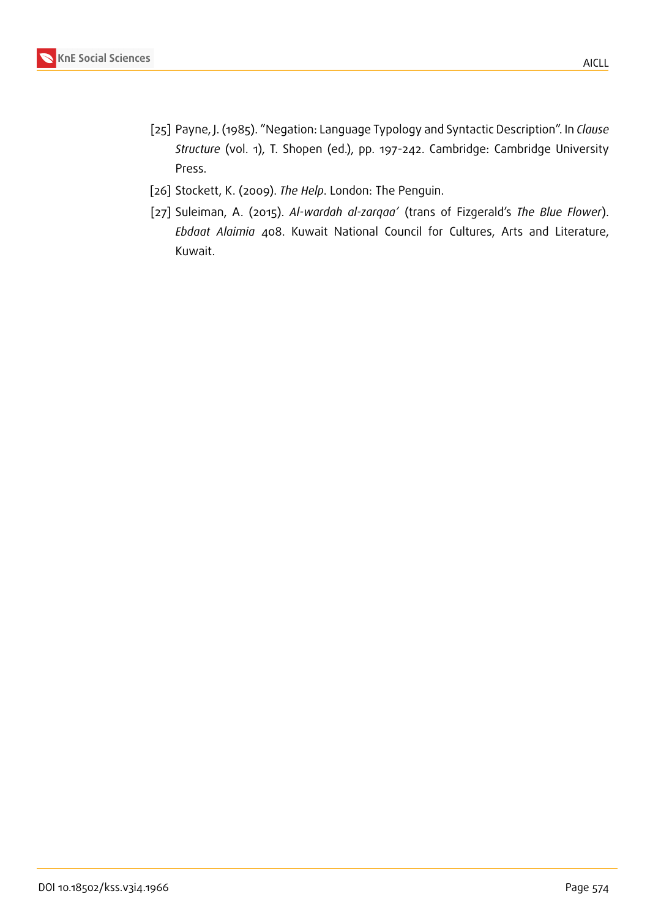[25] Payne, J. (1985). "Negation: Language Typology and Syntactic Description". In *Clause Structure* (vol. 1), T. Shopen (ed.), pp. 197-242. Cambridge: Cambridge University Press.

[26] Stockett, K. (2009). *The Help*. London: The Penguin.

[27] Suleiman, A. (2015). *Al-wardah al-zarqaa'* (trans of Fizgerald's *The Blue Flower*). *Ebdaat Alaimia* 408. Kuwait National Council for Cultures, Arts and Literature, Kuwait.